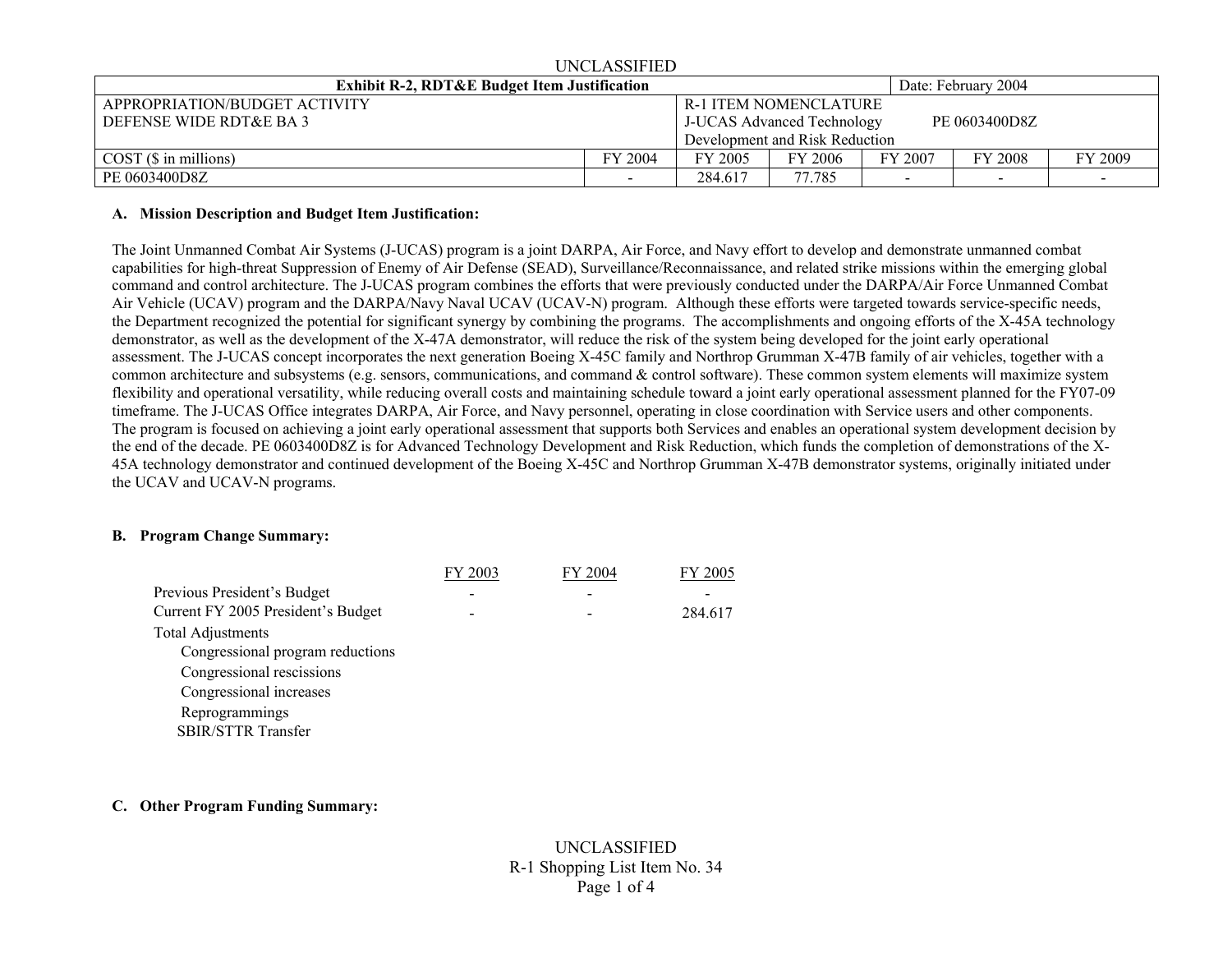UNCLASSIFIED

| Exhibit R-2, RDT&E Budget Item Justification | | | | | | Date: February 2004 |
|---|---|---|---|---|---|---|
| APPROPRIATION/BUDGET ACTIVITY<br>DEFENSE WIDE RDT&E BA 3 | | R-1 ITEM NOMENCLATURE<br>J-UCAS Advanced Technology Development and Risk Reduction PE 0603400D8Z | | | | |
| COST ($ in millions) | FY 2004 | FY 2005 | FY 2006 | FY 2007 | FY 2008 | FY 2009 |
| PE 0603400D8Z | - | 284.617 | 77.785 | - | - | - |

**A. Mission Description and Budget Item Justification:**

The Joint Unmanned Combat Air Systems (J-UCAS) program is a joint DARPA, Air Force, and Navy effort to develop and demonstrate unmanned combat capabilities for high-threat Suppression of Enemy of Air Defense (SEAD), Surveillance/Reconnaissance, and related strike missions within the emerging global command and control architecture. The J-UCAS program combines the efforts that were previously conducted under the DARPA/Air Force Unmanned Combat Air Vehicle (UCAV) program and the DARPA/Navy Naval UCAV (UCAV-N) program. Although these efforts were targeted towards service-specific needs, the Department recognized the potential for significant synergy by combining the programs. The accomplishments and ongoing efforts of the X-45A technology demonstrator, as well as the development of the X-47A demonstrator, will reduce the risk of the system being developed for the joint early operational assessment. The J-UCAS concept incorporates the next generation Boeing X-45C family and Northrop Grumman X-47B family of air vehicles, together with a common architecture and subsystems (e.g. sensors, communications, and command & control software). These common system elements will maximize system flexibility and operational versatility, while reducing overall costs and maintaining schedule toward a joint early operational assessment planned for the FY07-09 timeframe. The J-UCAS Office integrates DARPA, Air Force, and Navy personnel, operating in close coordination with Service users and other components. The program is focused on achieving a joint early operational assessment that supports both Services and enables an operational system development decision by the end of the decade. PE 0603400D8Z is for Advanced Technology Development and Risk Reduction, which funds the completion of demonstrations of the X-45A technology demonstrator and continued development of the Boeing X-45C and Northrop Grumman X-47B demonstrator systems, originally initiated under the UCAV and UCAV-N programs.

**B. Program Change Summary:**

| | FY 2003 | FY 2004 | FY 2005 |
|---|---|---|---|
| Previous President's Budget | - | - | - |
| Current FY 2005 President's Budget | - | - | 284.617 |
| Total Adjustments | | | |
| Congressional program reductions | | | |
| Congressional rescissions | | | |
| Congressional increases | | | |
| Reprogrammings | | | |
| SBIR/STTR Transfer | | | |

**C. Other Program Funding Summary:**

UNCLASSIFIED

R-1 Shopping List Item No. 34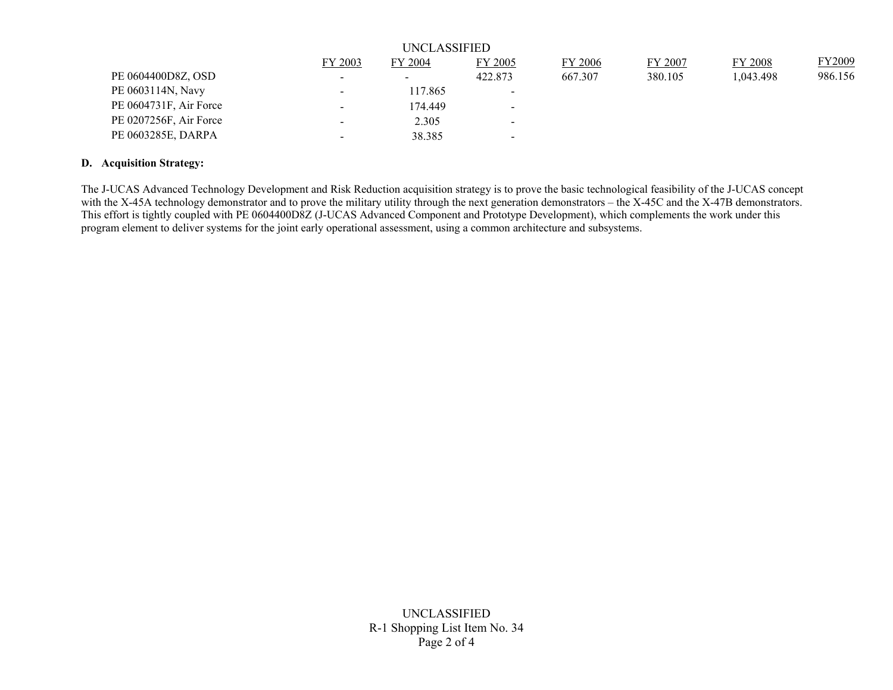| | FY 2003 | FY 2004 | FY 2005 | FY 2006 | FY 2007 | FY 2008 | FY2009 |
|---|---|---|---|---|---|---|---|
| PE 0604400D8Z, OSD | - | - | 422.873 | 667.307 | 380.105 | 1,043.498 | 986.156 |
| PE 0603114N, Navy | - | 117.865 | - | | | | |
| PE 0604731F, Air Force | - | 174.449 | - | | | | |
| PE 0207256F, Air Force | - | 2.305 | - | | | | |
| PE 0603285E, DARPA | - | 38.385 | - | | | | |

**D. Acquisition Strategy:**

The J-UCAS Advanced Technology Development and Risk Reduction acquisition strategy is to prove the basic technological feasibility of the J-UCAS concept with the X-45A technology demonstrator and to prove the military utility through the next generation demonstrators – the X-45C and the X-47B demonstrators. This effort is tightly coupled with PE 0604400D8Z (J-UCAS Advanced Component and Prototype Development), which complements the work under this program element to deliver systems for the joint early operational assessment, using a common architecture and subsystems.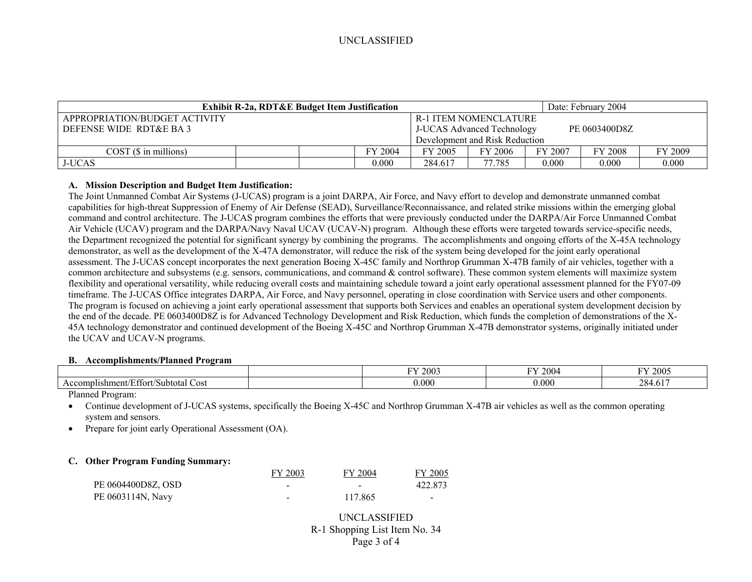| Exhibit R-2a, RDT&E Budget Item Justification | | | | | | | Date: February 2004 | | |
|---|---|---|---|---|---|---|---|---|---|
| APPROPRIATION/BUDGET ACTIVITY<br>DEFENSE WIDE RDT&E BA 3 | | | | R-1 ITEM NOMENCLATURE<br>J-UCAS Advanced Technology Development and Risk Reduction | | | PE 0603400D8Z | | |
| COST ($ in millions) | | | FY 2004 | FY 2005 | FY 2006 | FY 2007 | FY 2008 | FY 2009 |
| J-UCAS | | | 0.000 | 284.617 | 77.785 | 0.000 | 0.000 | 0.000 |

**A. Mission Description and Budget Item Justification:**

The Joint Unmanned Combat Air Systems (J-UCAS) program is a joint DARPA, Air Force, and Navy effort to develop and demonstrate unmanned combat capabilities for high-threat Suppression of Enemy of Air Defense (SEAD), Surveillance/Reconnaissance, and related strike missions within the emerging global command and control architecture. The J-UCAS program combines the efforts that were previously conducted under the DARPA/Air Force Unmanned Combat Air Vehicle (UCAV) program and the DARPA/Navy Naval UCAV (UCAV-N) program. Although these efforts were targeted towards service-specific needs, the Department recognized the potential for significant synergy by combining the programs. The accomplishments and ongoing efforts of the X-45A technology demonstrator, as well as the development of the X-47A demonstrator, will reduce the risk of the system being developed for the joint early operational assessment. The J-UCAS concept incorporates the next generation Boeing X-45C family and Northrop Grumman X-47B family of air vehicles, together with a common architecture and subsystems (e.g. sensors, communications, and command & control software). These common system elements will maximize system flexibility and operational versatility, while reducing overall costs and maintaining schedule toward a joint early operational assessment planned for the FY07-09 timeframe. The J-UCAS Office integrates DARPA, Air Force, and Navy personnel, operating in close coordination with Service users and other components. The program is focused on achieving a joint early operational assessment that supports both Services and enables an operational system development decision by the end of the decade. PE 0603400D8Z is for Advanced Technology Development and Risk Reduction, which funds the completion of demonstrations of the X-45A technology demonstrator and continued development of the Boeing X-45C and Northrop Grumman X-47B demonstrator systems, originally initiated under the UCAV and UCAV-N programs.

**B. Accomplishments/Planned Program**

| | | FY 2003 | FY 2004 | FY 2005 |
|---|---|---|---|---|
| Accomplishment/Effort/Subtotal Cost | | 0.000 | 0.000 | 284.617 |

Planned Program:

- Continue development of J-UCAS systems, specifically the Boeing X-45C and Northrop Grumman X-47B air vehicles as well as the common operating system and sensors.
- Prepare for joint early Operational Assessment (OA).

**C. Other Program Funding Summary:**

| | FY 2003 | FY 2004 | FY 2005 |
|---|---|---|---|
| PE 0604400D8Z, OSD | - | - | 422.873 |
| PE 0603114N, Navy | - | 117.865 | - |

R-1 Shopping List Item No. 34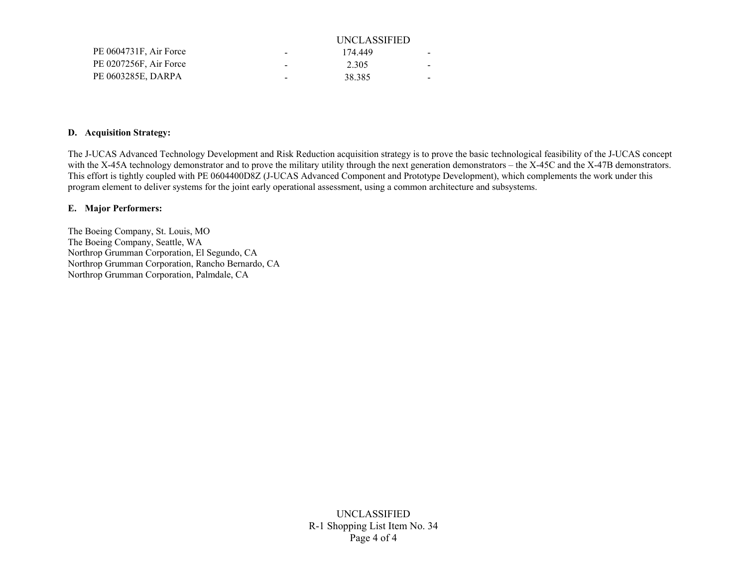| | | | |
|---|---|---|---|
| PE 0604731F, Air Force | - | 174.449 | - |
| PE 0207256F, Air Force | - | 2.305 | - |
| PE 0603285E, DARPA | - | 38.385 | - |

**D. Acquisition Strategy:**

The J-UCAS Advanced Technology Development and Risk Reduction acquisition strategy is to prove the basic technological feasibility of the J-UCAS concept with the X-45A technology demonstrator and to prove the military utility through the next generation demonstrators – the X-45C and the X-47B demonstrators. This effort is tightly coupled with PE 0604400D8Z (J-UCAS Advanced Component and Prototype Development), which complements the work under this program element to deliver systems for the joint early operational assessment, using a common architecture and subsystems.

**E. Major Performers:**

The Boeing Company, St. Louis, MO
The Boeing Company, Seattle, WA
Northrop Grumman Corporation, El Segundo, CA
Northrop Grumman Corporation, Rancho Bernardo, CA
Northrop Grumman Corporation, Palmdale, CA

R-1 Shopping List Item No. 34